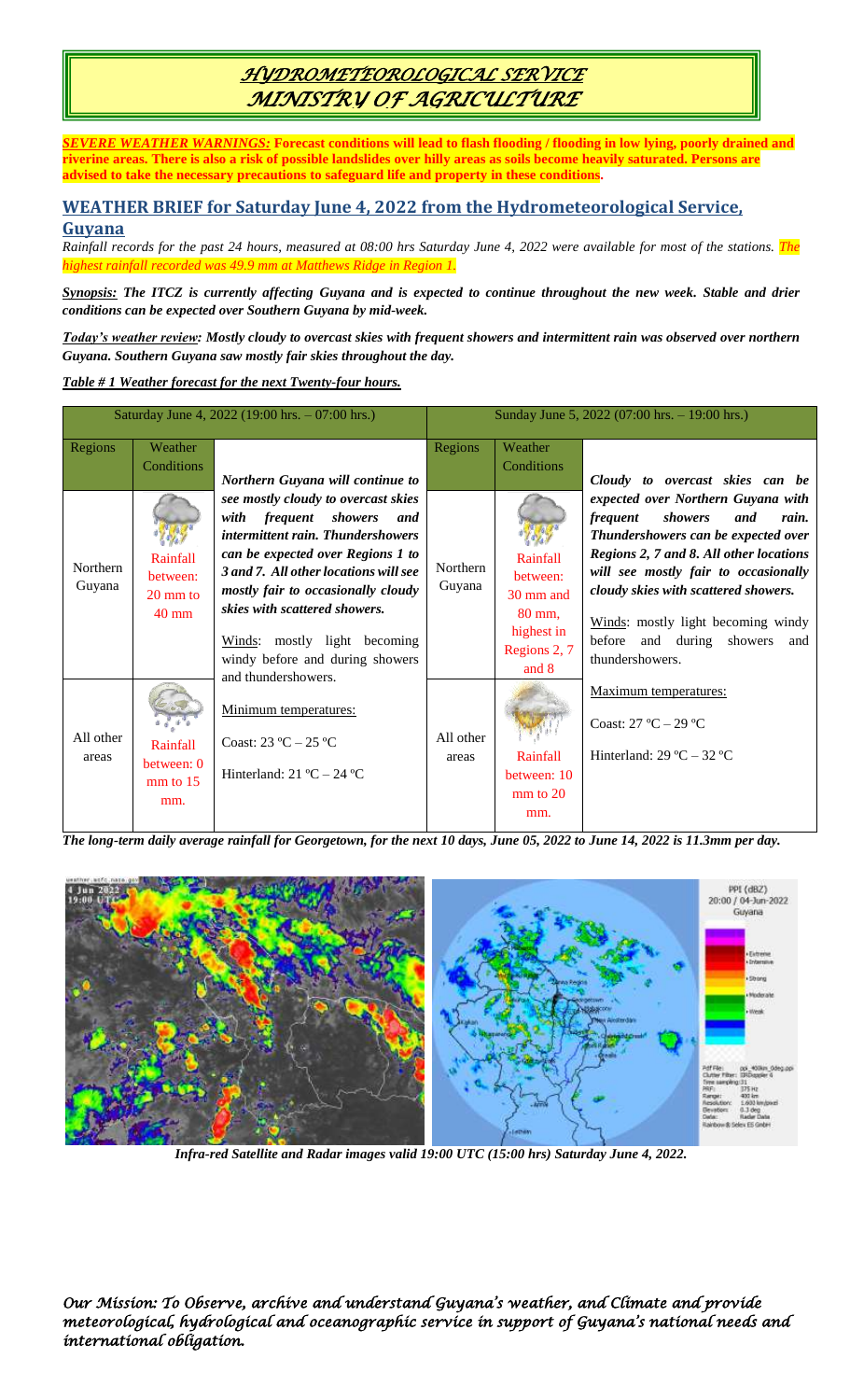# HYDROMETEOROLOGICAL SERVICE
# MINISTRY OF AGRICULTURE

***SEVERE WEATHER WARNINGS:*** **Forecast conditions will lead to flash flooding / flooding in low lying, poorly drained and riverine areas. There is also a risk of possible landslides over hilly areas as soils become heavily saturated. Persons are advised to take the necessary precautions to safeguard life and property in these conditions.**

## WEATHER BRIEF for Saturday June 4, 2022 from the Hydrometeorological Service, Guyana

*Rainfall records for the past 24 hours, measured at 08:00 hrs Saturday June 4, 2022 were available for most of the stations. The highest rainfall recorded was 49.9 mm at Matthews Ridge in Region 1.*

***Synopsis:*** ***The ITCZ is currently affecting Guyana and is expected to continue throughout the new week. Stable and drier conditions can be expected over Southern Guyana by mid-week.***

***Today's weather review:*** ***Mostly cloudy to overcast skies with frequent showers and intermittent rain was observed over northern Guyana. Southern Guyana saw mostly fair skies throughout the day.***

***Table # 1 Weather forecast for the next Twenty-four hours.***

| Saturday June 4, 2022 (19:00 hrs. – 07:00 hrs.) | | | Sunday June 5, 2022 (07:00 hrs. – 19:00 hrs.) | | |
|---|---|---|---|---|---|
| Regions | Weather Conditions | ***Northern Guyana will continue to see mostly cloudy to overcast skies with frequent showers and intermittent rain. Thundershowers can be expected over Regions 1 to 3 and 7. All other locations will see mostly fair to occasionally cloudy skies with scattered showers.*** Winds: mostly light becoming windy before and during showers and thundershowers. Minimum temperatures: Coast: 23 ºC – 25 ºC Hinterland: 21 ºC – 24 ºC | Regions | Weather Conditions | ***Cloudy to overcast skies can be expected over Northern Guyana with frequent showers and rain. Thundershowers can be expected over Regions 2, 7 and 8. All other locations will see mostly fair to occasionally cloudy skies with scattered showers.*** Winds: mostly light becoming windy before and during showers and thundershowers. Maximum temperatures: Coast: 27 ºC – 29 ºC Hinterland: 29 ºC – 32 ºC |
| Northern Guyana | Rainfall between: 20 mm to 40 mm | | Northern Guyana | Rainfall between: 30 mm and 80 mm, highest in Regions 2, 7 and 8 | |
| All other areas | Rainfall between: 0 mm to 15 mm. | | All other areas | Rainfall between: 10 mm to 20 mm. | |

***The long-term daily average rainfall for Georgetown, for the next 10 days, June 05, 2022 to June 14, 2022 is 11.3mm per day.***

*Infra-red Satellite and Radar images valid 19:00 UTC (15:00 hrs) Saturday June 4, 2022.*

*Our Mission: To Observe, archive and understand Guyana's weather, and Climate and provide meteorological, hydrological and oceanographic service in support of Guyana's national needs and international obligation.*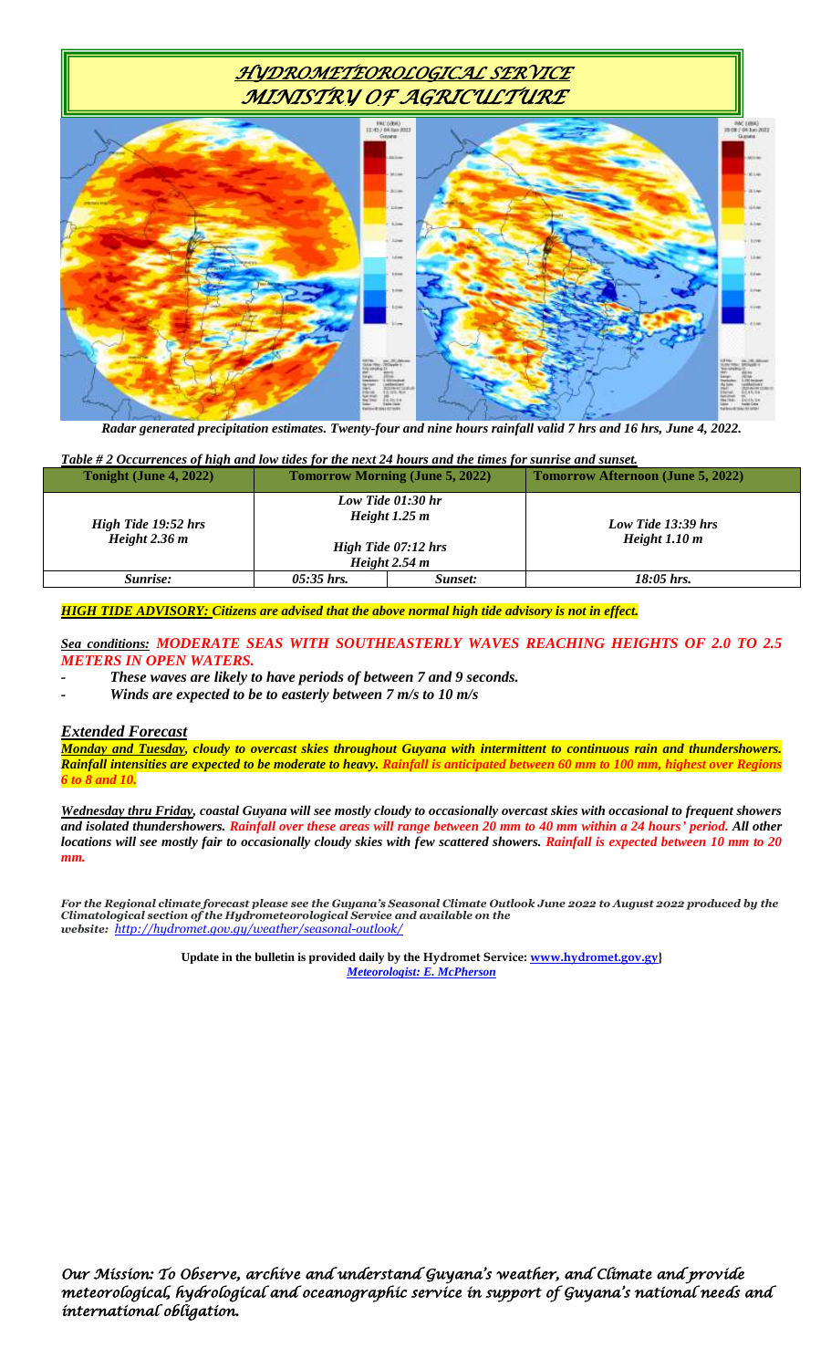# HYDROMETEOROLOGICAL SERVICE MINISTRY OF AGRICULTURE

*Radar generated precipitation estimates. Twenty-four and nine hours rainfall valid 7 hrs and 16 hrs, June 4, 2022.*

***Table # 2 Occurrences of high and low tides for the next 24 hours and the times for sunrise and sunset.***

| Tonight (June 4, 2022) | Tomorrow Morning (June 5, 2022) | | Tomorrow Afternoon (June 5, 2022) |
|---|---|---|---|
| *High Tide 19:52 hrs Height 2.36 m* | *Low Tide 01:30 hr Height 1.25 m High Tide 07:12 hrs Height 2.54 m* | | *Low Tide 13:39 hrs Height 1.10 m* |
| *Sunrise:* | *05:35 hrs.* | *Sunset:* | *18:05 hrs.* |

***HIGH TIDE ADVISORY: Citizens are advised that the above normal high tide advisory is not in effect.***

***Sea conditions: MODERATE SEAS WITH SOUTHEASTERLY WAVES REACHING HEIGHTS OF 2.0 TO 2.5 METERS IN OPEN WATERS.***

- ***These waves are likely to have periods of between 7 and 9 seconds.***
- ***Winds are expected to be to easterly between 7 m/s to 10 m/s***

## *Extended Forecast*

***Monday and Tuesday, cloudy to overcast skies throughout Guyana with intermittent to continuous rain and thundershowers. Rainfall intensities are expected to be moderate to heavy. Rainfall is anticipated between 60 mm to 100 mm, highest over Regions 6 to 8 and 10.***

***Wednesday thru Friday, coastal Guyana will see mostly cloudy to occasionally overcast skies with occasional to frequent showers and isolated thundershowers. Rainfall over these areas will range between 20 mm to 40 mm within a 24 hours' period. All other locations will see mostly fair to occasionally cloudy skies with few scattered showers. Rainfall is expected between 10 mm to 20 mm.***

*For the Regional climate forecast please see the Guyana's Seasonal Climate Outlook June 2022 to August 2022 produced by the Climatological section of the Hydrometeorological Service and available on the website: http://hydromet.gov.gy/weather/seasonal-outlook/*

**Update in the bulletin is provided daily by the Hydromet Service: www.hydromet.gov.gy}**
***Meteorologist: E. McPherson***

*Our Mission: To Observe, archive and understand Guyana's weather, and Climate and provide meteorological, hydrological and oceanographic service in support of Guyana's national needs and international obligation.*